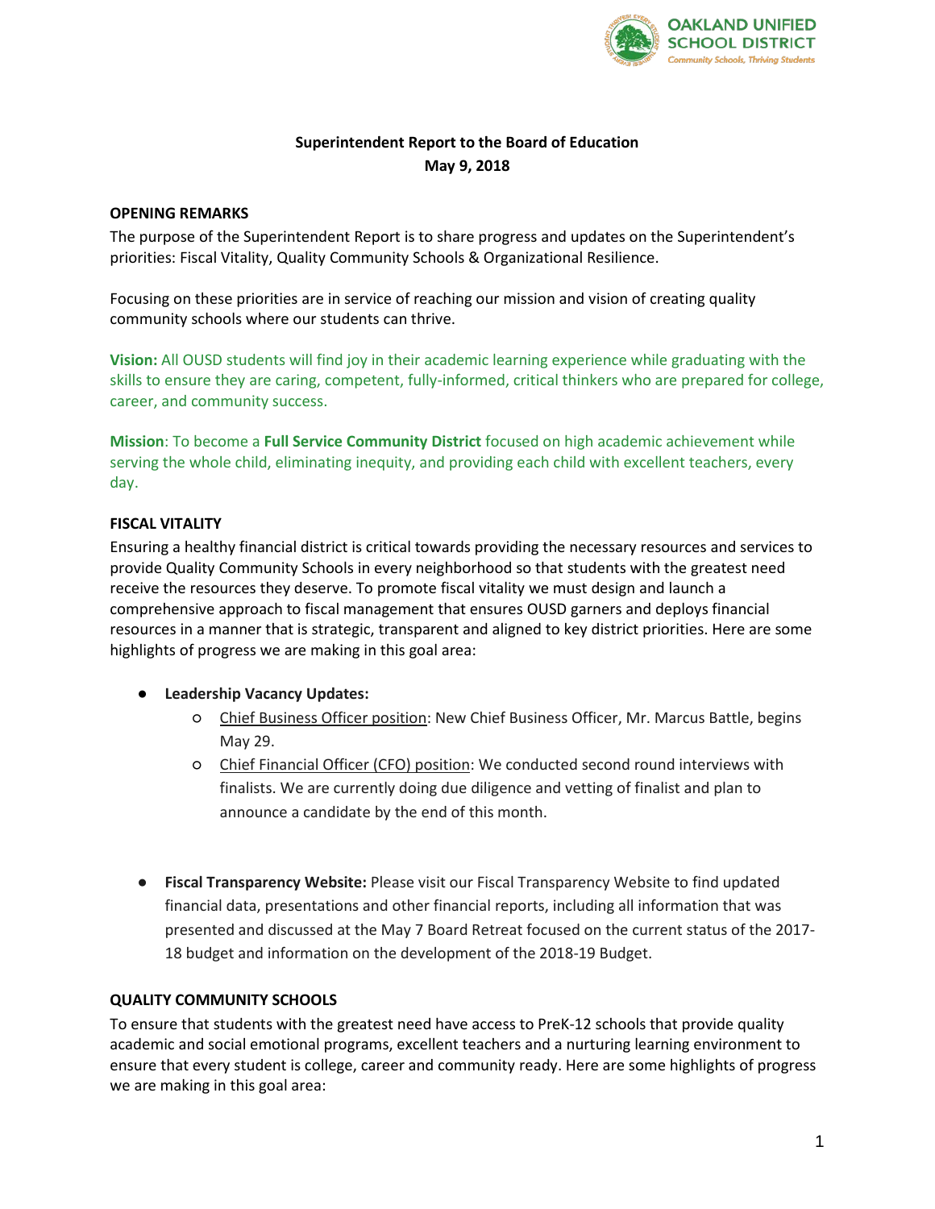**Superintendent Report to the Board of Education**
**May 9, 2018**

**OPENING REMARKS**

The purpose of the Superintendent Report is to share progress and updates on the Superintendent's priorities: Fiscal Vitality, Quality Community Schools & Organizational Resilience.

Focusing on these priorities are in service of reaching our mission and vision of creating quality community schools where our students can thrive.

**Vision:** All OUSD students will find joy in their academic learning experience while graduating with the skills to ensure they are caring, competent, fully-informed, critical thinkers who are prepared for college, career, and community success.

**Mission**: To become a **Full Service Community District** focused on high academic achievement while serving the whole child, eliminating inequity, and providing each child with excellent teachers, every day.

**FISCAL VITALITY**

Ensuring a healthy financial district is critical towards providing the necessary resources and services to provide Quality Community Schools in every neighborhood so that students with the greatest need receive the resources they deserve. To promote fiscal vitality we must design and launch a comprehensive approach to fiscal management that ensures OUSD garners and deploys financial resources in a manner that is strategic, transparent and aligned to key district priorities. Here are some highlights of progress we are making in this goal area:

- **Leadership Vacancy Updates:**
  - Chief Business Officer position: New Chief Business Officer, Mr. Marcus Battle, begins May 29.
  - Chief Financial Officer (CFO) position: We conducted second round interviews with finalists. We are currently doing due diligence and vetting of finalist and plan to announce a candidate by the end of this month.

- **Fiscal Transparency Website:** Please visit our Fiscal Transparency Website to find updated financial data, presentations and other financial reports, including all information that was presented and discussed at the May 7 Board Retreat focused on the current status of the 2017-18 budget and information on the development of the 2018-19 Budget.

**QUALITY COMMUNITY SCHOOLS**

To ensure that students with the greatest need have access to PreK-12 schools that provide quality academic and social emotional programs, excellent teachers and a nurturing learning environment to ensure that every student is college, career and community ready. Here are some highlights of progress we are making in this goal area: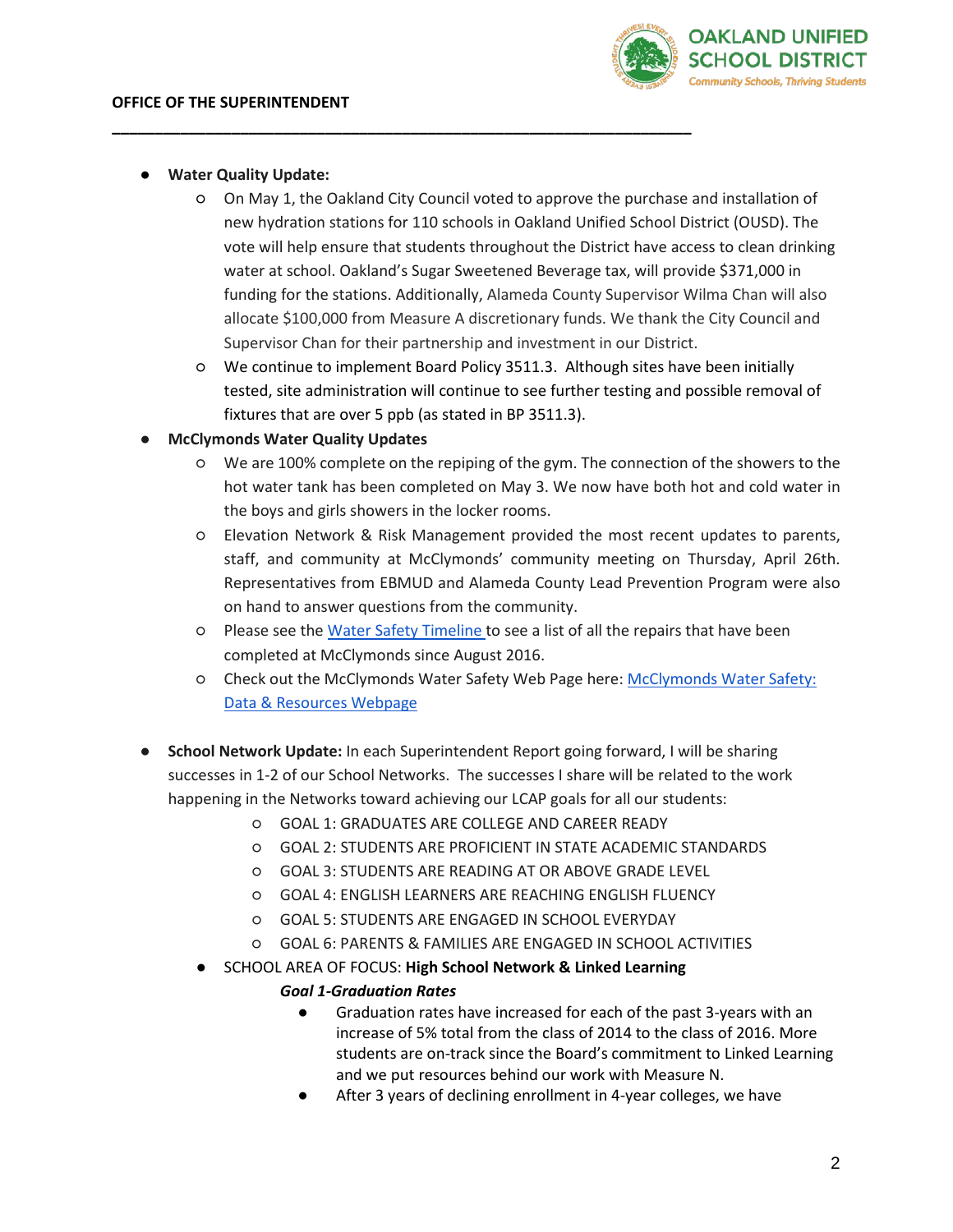- **Water Quality Update:**
  - On May 1, the Oakland City Council voted to approve the purchase and installation of new hydration stations for 110 schools in Oakland Unified School District (OUSD). The vote will help ensure that students throughout the District have access to clean drinking water at school. Oakland's Sugar Sweetened Beverage tax, will provide $371,000 in funding for the stations. Additionally, Alameda County Supervisor Wilma Chan will also allocate $100,000 from Measure A discretionary funds. We thank the City Council and Supervisor Chan for their partnership and investment in our District.
  - We continue to implement Board Policy 3511.3. Although sites have been initially tested, site administration will continue to see further testing and possible removal of fixtures that are over 5 ppb (as stated in BP 3511.3).
- **McClymonds Water Quality Updates**
  - We are 100% complete on the repiping of the gym. The connection of the showers to the hot water tank has been completed on May 3. We now have both hot and cold water in the boys and girls showers in the locker rooms.
  - Elevation Network & Risk Management provided the most recent updates to parents, staff, and community at McClymonds' community meeting on Thursday, April 26th. Representatives from EBMUD and Alameda County Lead Prevention Program were also on hand to answer questions from the community.
  - Please see the Water Safety Timeline to see a list of all the repairs that have been completed at McClymonds since August 2016.
  - Check out the McClymonds Water Safety Web Page here: McClymonds Water Safety: Data & Resources Webpage

- **School Network Update:** In each Superintendent Report going forward, I will be sharing successes in 1-2 of our School Networks. The successes I share will be related to the work happening in the Networks toward achieving our LCAP goals for all our students:
  - GOAL 1: GRADUATES ARE COLLEGE AND CAREER READY
  - GOAL 2: STUDENTS ARE PROFICIENT IN STATE ACADEMIC STANDARDS
  - GOAL 3: STUDENTS ARE READING AT OR ABOVE GRADE LEVEL
  - GOAL 4: ENGLISH LEARNERS ARE REACHING ENGLISH FLUENCY
  - GOAL 5: STUDENTS ARE ENGAGED IN SCHOOL EVERYDAY
  - GOAL 6: PARENTS & FAMILIES ARE ENGAGED IN SCHOOL ACTIVITIES
- SCHOOL AREA OF FOCUS: **High School Network & Linked Learning**

  ***Goal 1-Graduation Rates***

  - Graduation rates have increased for each of the past 3-years with an increase of 5% total from the class of 2014 to the class of 2016. More students are on-track since the Board's commitment to Linked Learning and we put resources behind our work with Measure N.
  - After 3 years of declining enrollment in 4-year colleges, we have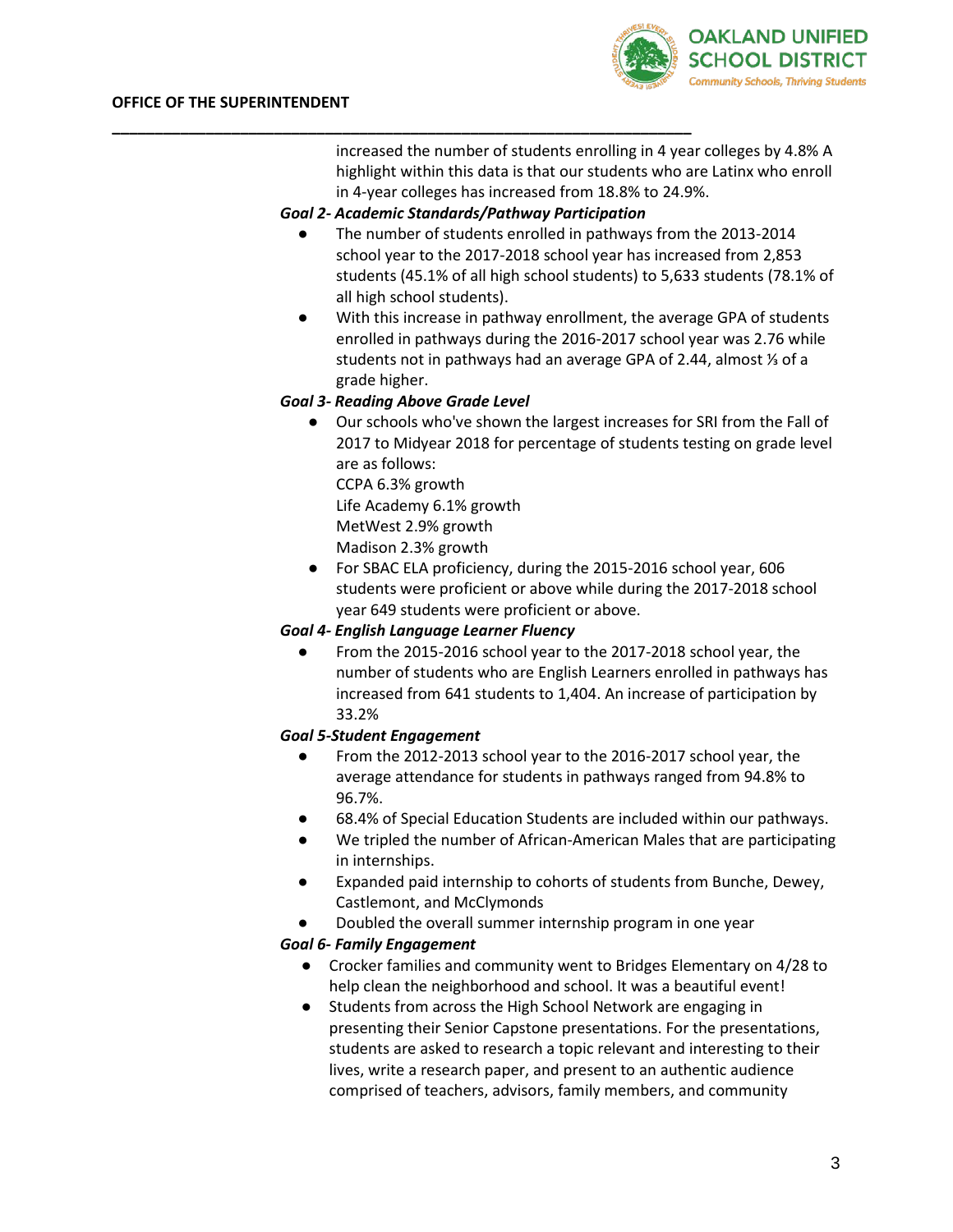increased the number of students enrolling in 4 year colleges by 4.8% A highlight within this data is that our students who are Latinx who enroll in 4-year colleges has increased from 18.8% to 24.9%.

***Goal 2- Academic Standards/Pathway Participation***

- The number of students enrolled in pathways from the 2013-2014 school year to the 2017-2018 school year has increased from 2,853 students (45.1% of all high school students) to 5,633 students (78.1% of all high school students).
- With this increase in pathway enrollment, the average GPA of students enrolled in pathways during the 2016-2017 school year was 2.76 while students not in pathways had an average GPA of 2.44, almost ⅓ of a grade higher.

***Goal 3- Reading Above Grade Level***

- Our schools who've shown the largest increases for SRI from the Fall of 2017 to Midyear 2018 for percentage of students testing on grade level are as follows:
  CCPA 6.3% growth
  Life Academy 6.1% growth
  MetWest 2.9% growth
  Madison 2.3% growth
- For SBAC ELA proficiency, during the 2015-2016 school year, 606 students were proficient or above while during the 2017-2018 school year 649 students were proficient or above.

***Goal 4- English Language Learner Fluency***

- From the 2015-2016 school year to the 2017-2018 school year, the number of students who are English Learners enrolled in pathways has increased from 641 students to 1,404. An increase of participation by 33.2%

***Goal 5-Student Engagement***

- From the 2012-2013 school year to the 2016-2017 school year, the average attendance for students in pathways ranged from 94.8% to 96.7%.
- 68.4% of Special Education Students are included within our pathways.
- We tripled the number of African-American Males that are participating in internships.
- Expanded paid internship to cohorts of students from Bunche, Dewey, Castlemont, and McClymonds
- Doubled the overall summer internship program in one year

***Goal 6- Family Engagement***

- Crocker families and community went to Bridges Elementary on 4/28 to help clean the neighborhood and school. It was a beautiful event!
- Students from across the High School Network are engaging in presenting their Senior Capstone presentations. For the presentations, students are asked to research a topic relevant and interesting to their lives, write a research paper, and present to an authentic audience comprised of teachers, advisors, family members, and community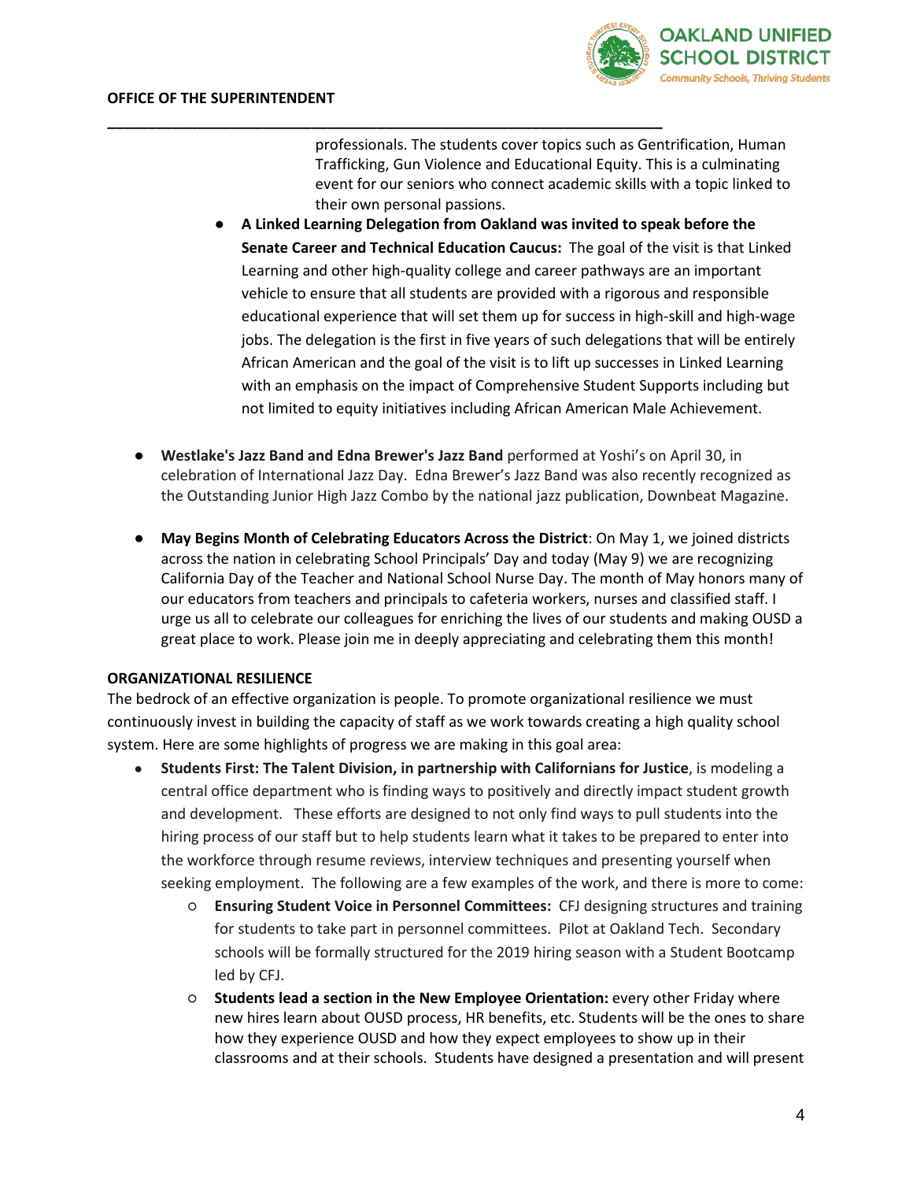professionals. The students cover topics such as Gentrification, Human Trafficking, Gun Violence and Educational Equity. This is a culminating event for our seniors who connect academic skills with a topic linked to their own personal passions.

- **A Linked Learning Delegation from Oakland was invited to speak before the Senate Career and Technical Education Caucus:** The goal of the visit is that Linked Learning and other high-quality college and career pathways are an important vehicle to ensure that all students are provided with a rigorous and responsible educational experience that will set them up for success in high-skill and high-wage jobs. The delegation is the first in five years of such delegations that will be entirely African American and the goal of the visit is to lift up successes in Linked Learning with an emphasis on the impact of Comprehensive Student Supports including but not limited to equity initiatives including African American Male Achievement.

- **Westlake's Jazz Band and Edna Brewer's Jazz Band** performed at Yoshi's on April 30, in celebration of International Jazz Day. Edna Brewer's Jazz Band was also recently recognized as the Outstanding Junior High Jazz Combo by the national jazz publication, Downbeat Magazine.

- **May Begins Month of Celebrating Educators Across the District**: On May 1, we joined districts across the nation in celebrating School Principals' Day and today (May 9) we are recognizing California Day of the Teacher and National School Nurse Day. The month of May honors many of our educators from teachers and principals to cafeteria workers, nurses and classified staff. I urge us all to celebrate our colleagues for enriching the lives of our students and making OUSD a great place to work. Please join me in deeply appreciating and celebrating them this month!

**ORGANIZATIONAL RESILIENCE**

The bedrock of an effective organization is people. To promote organizational resilience we must continuously invest in building the capacity of staff as we work towards creating a high quality school system. Here are some highlights of progress we are making in this goal area:

- **Students First: The Talent Division, in partnership with Californians for Justice**, is modeling a central office department who is finding ways to positively and directly impact student growth and development. These efforts are designed to not only find ways to pull students into the hiring process of our staff but to help students learn what it takes to be prepared to enter into the workforce through resume reviews, interview techniques and presenting yourself when seeking employment. The following are a few examples of the work, and there is more to come:
  - **Ensuring Student Voice in Personnel Committees:** CFJ designing structures and training for students to take part in personnel committees. Pilot at Oakland Tech. Secondary schools will be formally structured for the 2019 hiring season with a Student Bootcamp led by CFJ.
  - **Students lead a section in the New Employee Orientation:** every other Friday where new hires learn about OUSD process, HR benefits, etc. Students will be the ones to share how they experience OUSD and how they expect employees to show up in their classrooms and at their schools. Students have designed a presentation and will present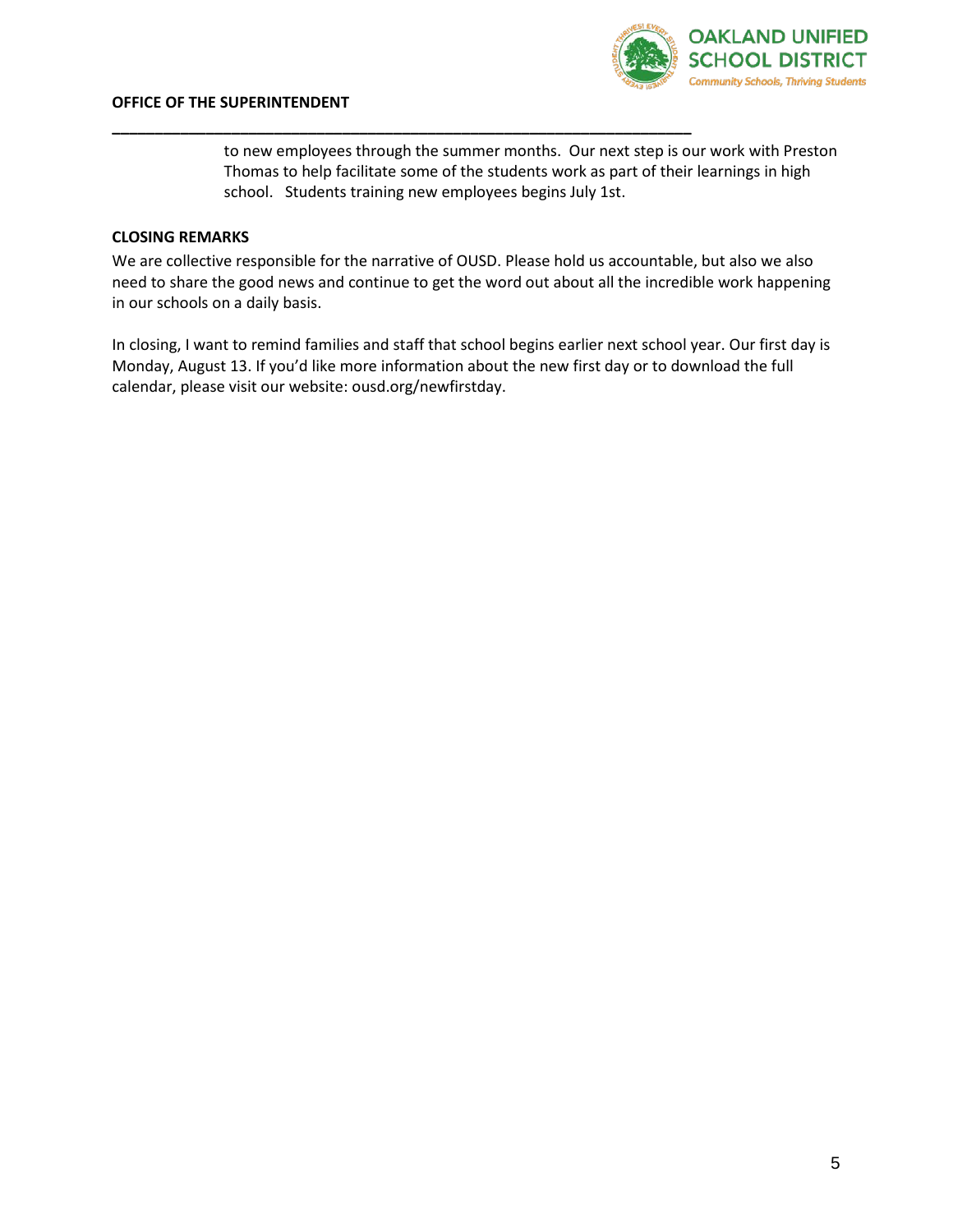to new employees through the summer months. Our next step is our work with Preston Thomas to help facilitate some of the students work as part of their learnings in high school. Students training new employees begins July 1st.

**CLOSING REMARKS**

We are collective responsible for the narrative of OUSD. Please hold us accountable, but also we also need to share the good news and continue to get the word out about all the incredible work happening in our schools on a daily basis.

In closing, I want to remind families and staff that school begins earlier next school year. Our first day is Monday, August 13. If you'd like more information about the new first day or to download the full calendar, please visit our website: ousd.org/newfirstday.